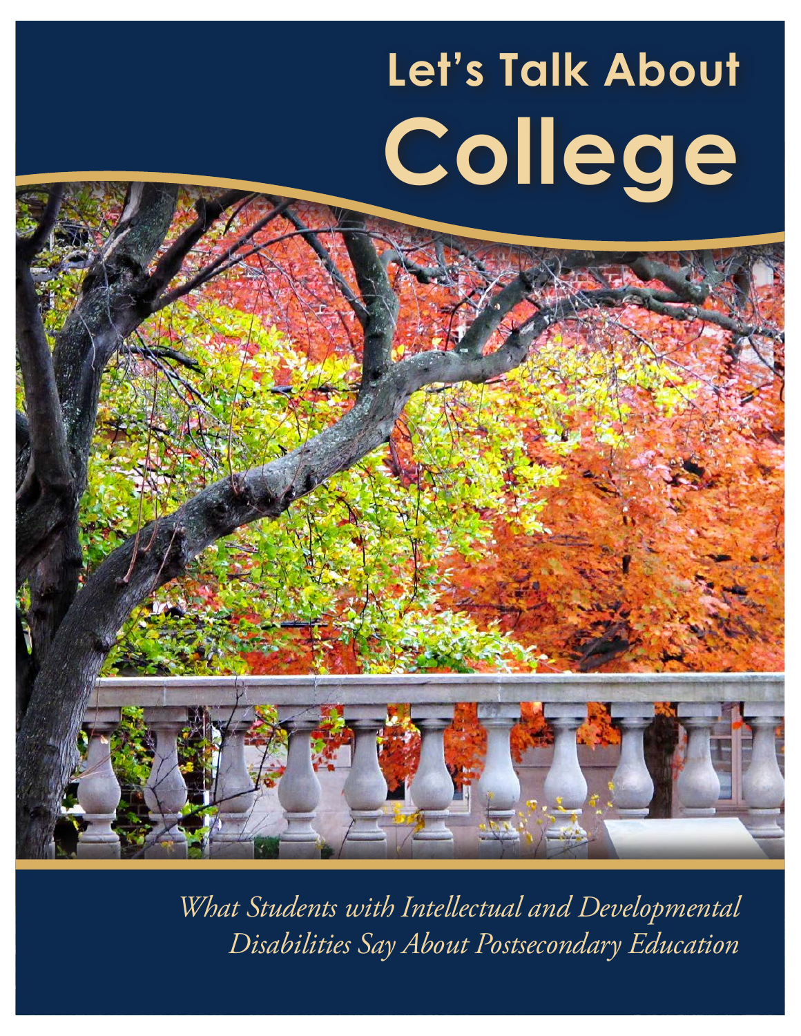# Let's Talk About College

*What Students with Intellectual and Developmental Disabilities Say About Postsecondary Education*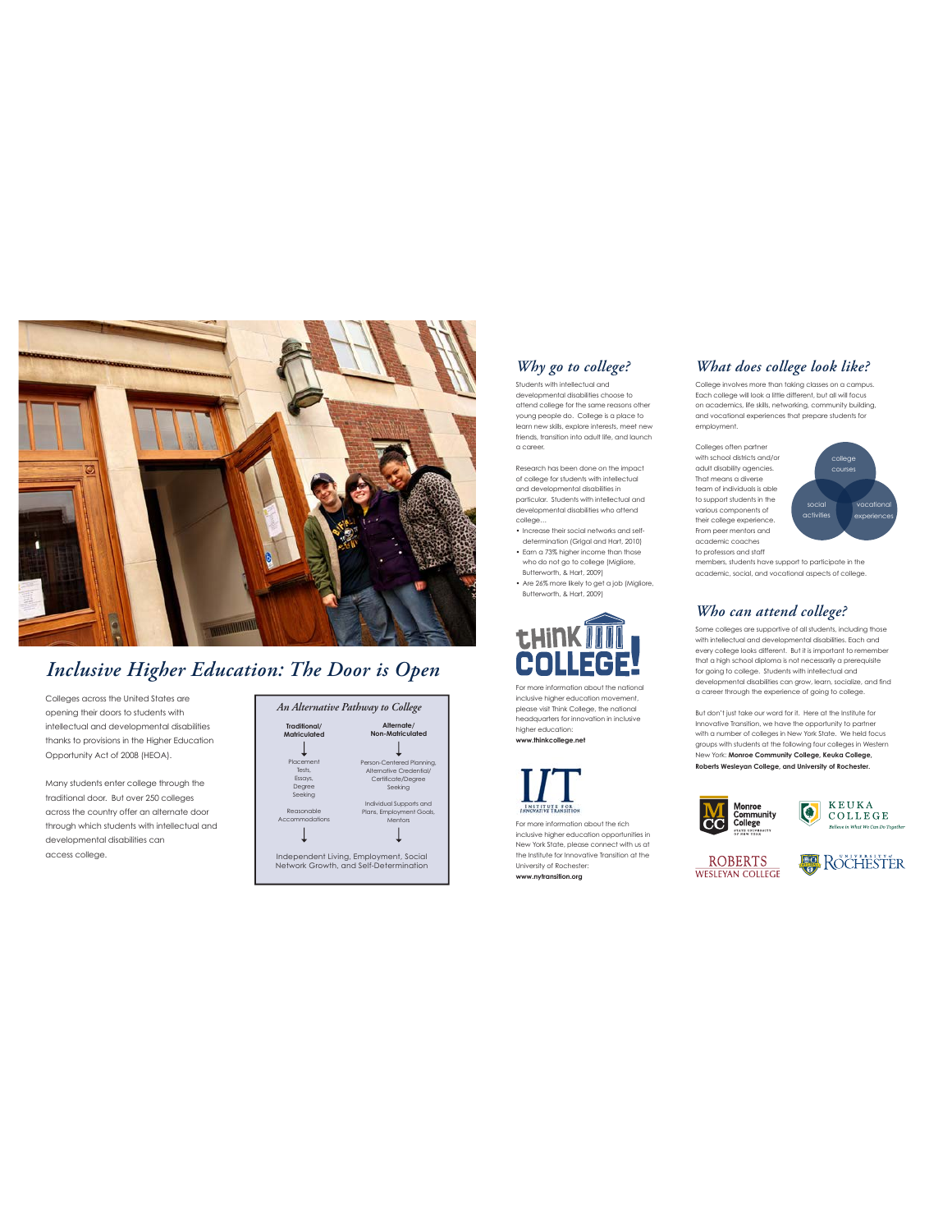# Inclusive Higher Education: The Door is Open

Colleges across the United States are opening their doors to students with intellectual and developmental disabilities thanks to provisions in the Higher Education Opportunity Act of 2008 (HEOA).

Many students enter college through the traditional door. But over 250 colleges across the country offer an alternate door through which students with intellectual and developmental disabilities can access college.

### *An Alternative Pathway to College*

| Traditional/ Matriculated | Alternate/ Non-Matriculated |
|---|---|
| ↓ | ↓ |
| Placement Tests, Essays, Degree Seeking | Person-Centered Planning, Alternative Credential/ Certificate/Degree Seeking |
| Reasonable Accommodations | Individual Supports and Plans, Employment Goals, Mentors |
| ↓ | ↓ |

Independent Living, Employment, Social Network Growth, and Self-Determination

## *Why go to college?*

Students with intellectual and developmental disabilities choose to attend college for the same reasons other young people do. College is a place to learn new skills, explore interests, meet new friends, transition into adult life, and launch a career.

Research has been done on the impact of college for students with intellectual and developmental disabilities in particular. Students with intellectual and developmental disabilities who attend college...

- Increase their social networks and self-determination (Grigal and Hart, 2010)
- Earn a 73% higher income than those who do not go to college (Migliore, Butterworth, & Hart, 2009)
- Are 26% more likely to get a job (Migliore, Butterworth, & Hart, 2009)

THINK COLLEGE!

For more information about the national inclusive higher education movement, please visit Think College, the national headquarters for innovation in inclusive higher education:
**www.thinkcollege.net**

IIT — Institute for Innovative Transition

For more information about the rich inclusive higher education opportunities in New York State, please connect with us at the Institute for Innovative Transition at the University of Rochester:
**www.nytransition.org**

## *What does college look like?*

College involves more than taking classes on a campus. Each college will look a little different, but all will focus on academics, life skills, networking, community building, and vocational experiences that prepare students for employment.

Colleges often partner with school districts and/or adult disability agencies. That means a diverse team of individuals is able to support students in the various components of their college experience. From peer mentors and academic coaches to professors and staff members, students have support to participate in the academic, social, and vocational aspects of college.

(college courses · social activities · vocational experiences)

## *Who can attend college?*

Some colleges are supportive of all students, including those with intellectual and developmental disabilities. Each and every college looks different. But it is important to remember that a high school diploma is not necessarily a prerequisite for going to college. Students with intellectual and developmental disabilities can grow, learn, socialize, and find a career through the experience of going to college.

But don't just take our word for it. Here at the Institute for Innovative Transition, we have the opportunity to partner with a number of colleges in New York State. We held focus groups with students at the following four colleges in Western New York: **Monroe Community College, Keuka College, Roberts Wesleyan College, and University of Rochester.**

Monroe Community College — State University of New York · Keuka College — Believe in What We Can Do Together · Roberts Wesleyan College · University of Rochester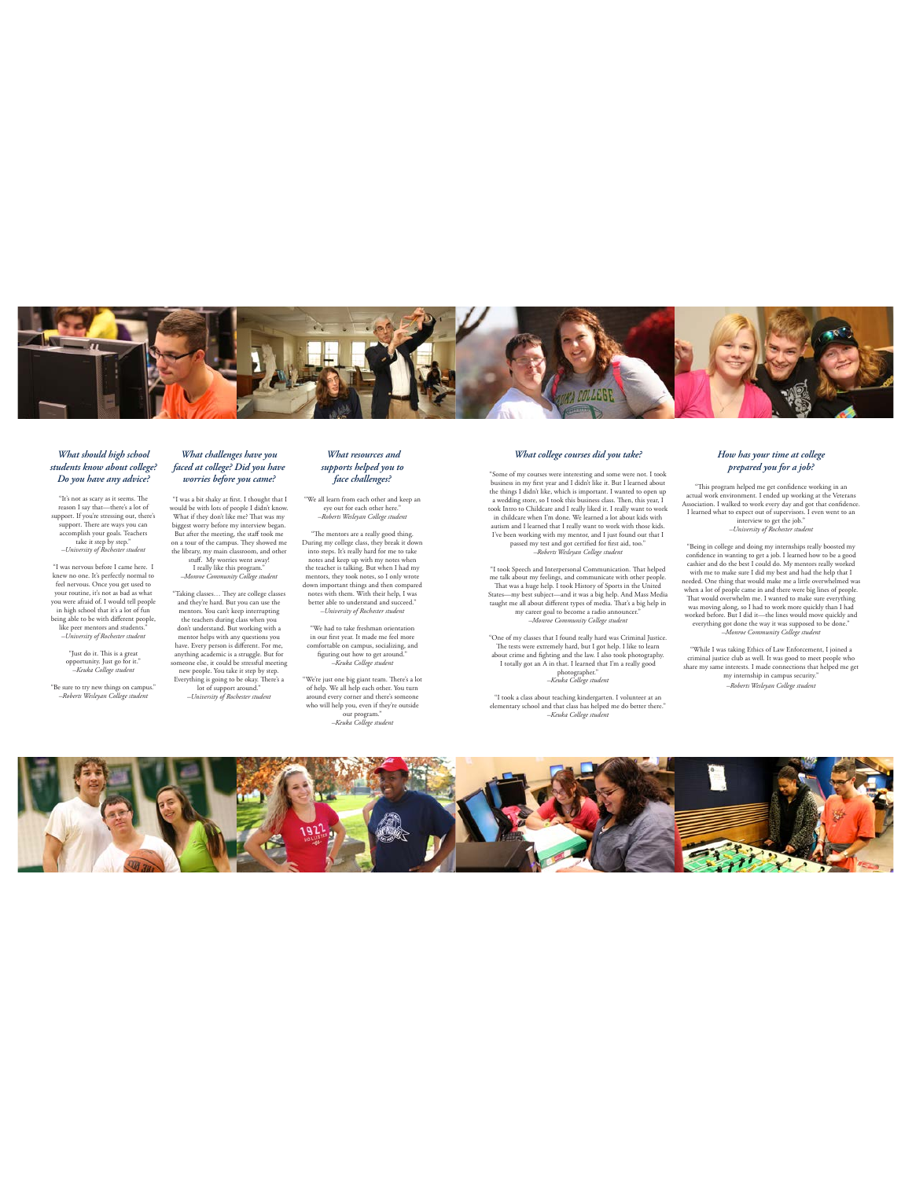### *What should high school students know about college? Do you have any advice?*

"It's not as scary as it seems. The reason I say that—there's a lot of support. If you're stressing out, there's support. There are ways you can accomplish your goals. Teachers take it step by step."
*–University of Rochester student*

"I was nervous before I came here. I knew no one. It's perfectly normal to feel nervous. Once you get used to your routine, it's not as bad as what you were afraid of. I would tell people in high school that it's a lot of fun being able to be with different people, like peer mentors and students."
*–University of Rochester student*

"Just do it. This is a great opportunity. Just go for it."
*–Keuka College student*

"Be sure to try new things on campus."
*–Roberts Wesleyan College student*

### *What challenges have you faced at college? Did you have worries before you came?*

"I was a bit shaky at first. I thought that I would be with lots of people I didn't know. What if they don't like me? That was my biggest worry before my interview began. But after the meeting, the staff took me on a tour of the campus. They showed me the library, my main classroom, and other stuff. My worries went away! I really like this program."
*–Monroe Community College student*

"Taking classes.... They are college classes and they're hard. But you can use the mentors. You can't keep interrupting the teachers during class when you don't understand. But working with a mentor helps with any questions you have. Every person is different. For me, anything academic is a struggle. But for someone else, it could be stressful meeting new people. You take it step by step. Everything is going to be okay. There's a lot of support around."
*–University of Rochester student*

### *What resources and supports helped you to face challenges?*

"We all learn from each other and keep an eye out for each other here."
*–Roberts Wesleyan College student*

"The mentors are a really good thing. During my college class, they break it down into steps. It's really hard for me to take notes and keep up with my notes when the teacher is talking. But when I had my mentors, they took notes, so I only wrote down important things and then compared notes with them. With their help, I was better able to understand and succeed."
*–University of Rochester student*

"We had to take freshman orientation in our first year. It made me feel more comfortable on campus, socializing, and figuring out how to get around."
*–Keuka College student*

"We're just one big giant team. There's a lot of help. We all help each other. You turn around every corner and there's someone who will help you, even if they're outside our program."
*–Keuka College student*

### *What college courses did you take?*

"Some of my courses were interesting and some were not. I took business in my first year and I didn't like it. But I learned about the things I didn't like, which is important. I wanted to open up a wedding store, so I took this business class. Then, this year, I took Intro to Childcare and I really liked it. I really want to work in childcare when I'm done. We learned a lot about kids with autism and I learned that I really want to work with those kids. I've been working with my mentor, and I just found out that I passed my test and got certified for first aid, too."
*–Roberts Wesleyan College student*

"I took Speech and Interpersonal Communication. That helped me talk about my feelings, and communicate with other people. That was a huge help. I took History of Sports in the United States—my best subject—and it was a big help. And Mass Media taught me all about different types of media. That's a big help in my career goal to become a radio announcer."
*–Monroe Community College student*

"One of my classes that I found really hard was Criminal Justice. The tests were extremely hard, but I got help. I like to learn about crime and fighting and the law. I also took photography. I totally got an A in that. I learned that I'm a really good photographer."
*–Keuka College student*

"I took a class about teaching kindergarten. I volunteer at an elementary school and that class has helped me do better there."
*–Keuka College student*

### *How has your time at college prepared you for a job?*

"This program helped me get confidence working in an actual work environment. I ended up working at the Veterans Association. I walked to work every day and got that confidence. I learned what to expect out of supervisors. I even went to an interview to get the job."
*–University of Rochester student*

"Being in college and doing my internships really boosted my confidence in wanting to get a job. I learned how to be a good cashier and do the best I could do. My mentors really worked with me to make sure I did my best and had the help that I needed. One thing that would make me a little overwhelmed was when a lot of people came in and there were big lines of people. That would overwhelm me. I wanted to make sure everything was moving along, so I had to work more quickly than I had worked before. But I did it—the lines would move quickly and everything got done the way it was supposed to be done."
*–Monroe Community College student*

"While I was taking Ethics of Law Enforcement, I joined a criminal justice club as well. It was good to meet people who share my same interests. I made connections that helped me get my internship in campus security."
*–Roberts Wesleyan College student*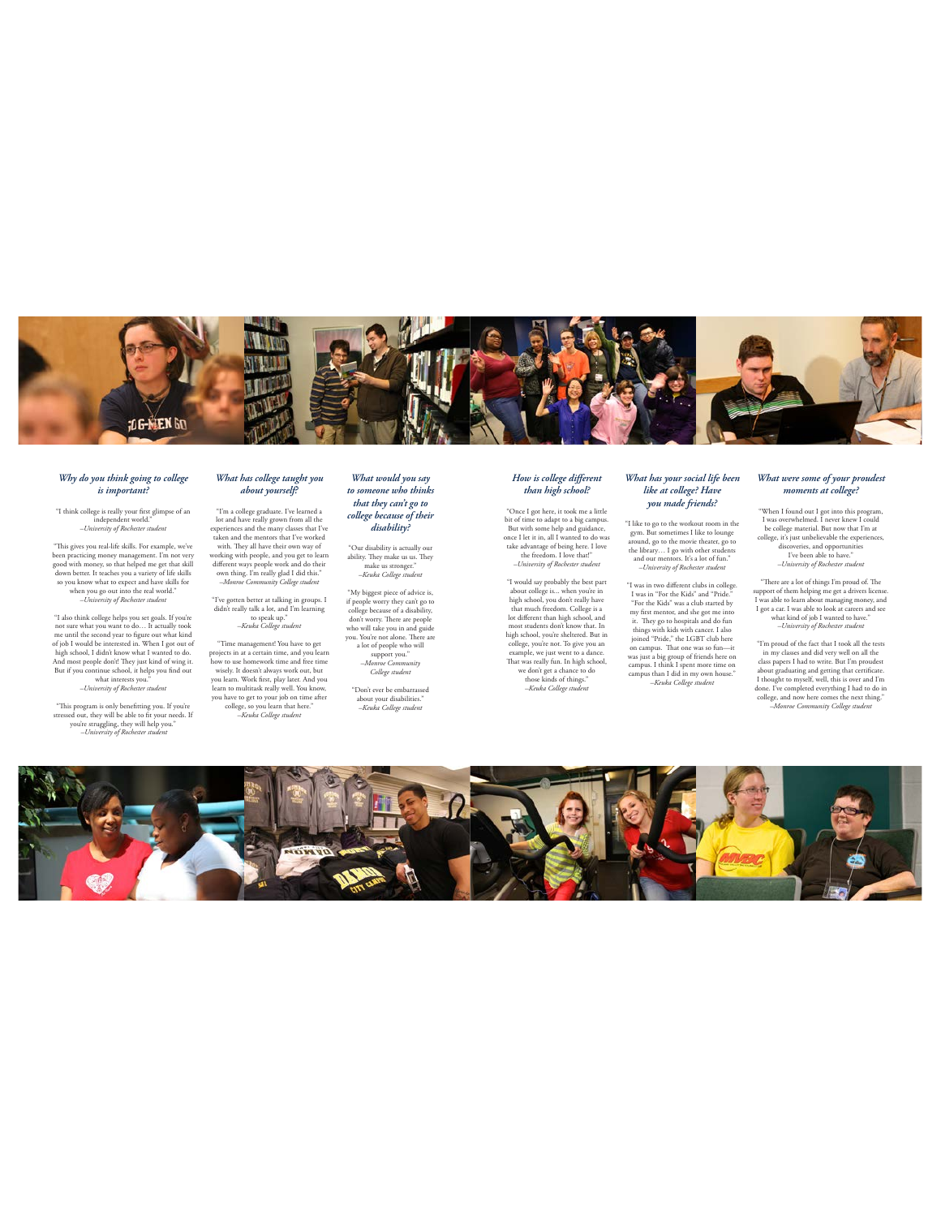### *Why do you think going to college is important?*

"I think college is really your first glimpse of an independent world."
*–University of Rochester student*

"This gives you real-life skills. For example, we've been practicing money management. I'm not very good with money, so that helped me get that skill down better. It teaches you a variety of life skills so you know what to expect and have skills for when you go out into the real world."
*–University of Rochester student*

"I also think college helps you set goals. If you're not sure what you want to do… It actually took me until the second year to figure out what kind of job I would be interested in. When I got out of high school, I didn't know what I wanted to do. And most people don't! They just kind of wing it. But if you continue school, it helps you find out what interests you."
*–University of Rochester student*

"This program is only benefitting you. If you're stressed out, they will be able to fit your needs. If you're struggling, they will help you."
*–University of Rochester student*

### *What has college taught you about yourself?*

"I'm a college graduate. I've learned a lot and have really grown from all the experiences and the many classes that I've taken and the mentors that I've worked with. They all have their own way of working with people, and you get to learn different ways people work and do their own thing. I'm really glad I did this."
*–Monroe Community College student*

"I've gotten better at talking in groups. I didn't really talk a lot, and I'm learning to speak up."
*–Keuka College student*

"Time management! You have to get projects in at a certain time, and you learn how to use homework time and free time wisely. It doesn't always work out, but you learn. Work first, play later. And you learn to multitask really well. You know, you have to get to your job on time after college, so you learn that here."
*–Keuka College student*

### *What would you say to someone who thinks that they can't go to college because of their disability?*

"Our disability is actually our ability. They make us us. They make us stronger."
*–Keuka College student*

"My biggest piece of advice is, if people worry they can't go to college because of a disability, don't worry. There are people who will take you in and guide you. You're not alone. There are a lot of people who will support you."
*–Monroe Community College student*

"Don't ever be embarrassed about your disabilities."
*–Keuka College student*

### *How is college different than high school?*

"Once I got here, it took me a little bit of time to adapt to a big campus. But with some help and guidance, once I let it in, all I wanted to do was take advantage of being here. I love the freedom. I love that!"
*–University of Rochester student*

"I would say probably the best part about college is... when you're in high school, you don't really have that much freedom. College is a lot different than high school, and most students don't know that. In high school, you're sheltered. But in college, you're not. To give you an example, we just went to a dance. That was really fun. In high school, we don't get a chance to do those kinds of things."
*–Keuka College student*

### *What has your social life been like at college? Have you made friends?*

"I like to go to the workout room in the gym. But sometimes I like to lounge around, go to the movie theater, go to the library… I go with other students and our mentors. It's a lot of fun."
*–University of Rochester student*

"I was in two different clubs in college. I was in "For the Kids" and "Pride." "For the Kids" was a club started by my first mentor, and she got me into it. They go to hospitals and do fun things with kids with cancer. I also joined "Pride," the LGBT club here on campus. That one was so fun—it was just a big group of friends here on campus. I think I spent more time on campus than I did in my own house."
*–Keuka College student*

### *What were some of your proudest moments at college?*

"When I found out I got into this program, I was overwhelmed. I never knew I could be college material. But now that I'm at college, it's just unbelievable the experiences, discoveries, and opportunities I've been able to have."
*–University of Rochester student*

"There are a lot of things I'm proud of. The support of them helping me get a drivers license. I was able to learn about managing money, and I got a car. I was able to look at careers and see what kind of job I wanted to have."
*–University of Rochester student*

"I'm proud of the fact that I took all the tests in my classes and did very well on all the class papers I had to write. But I'm proudest about graduating and getting that certificate. I thought to myself, well, this is over and I'm done. I've completed everything I had to do in college, and now here comes the next thing."
*–Monroe Community College student*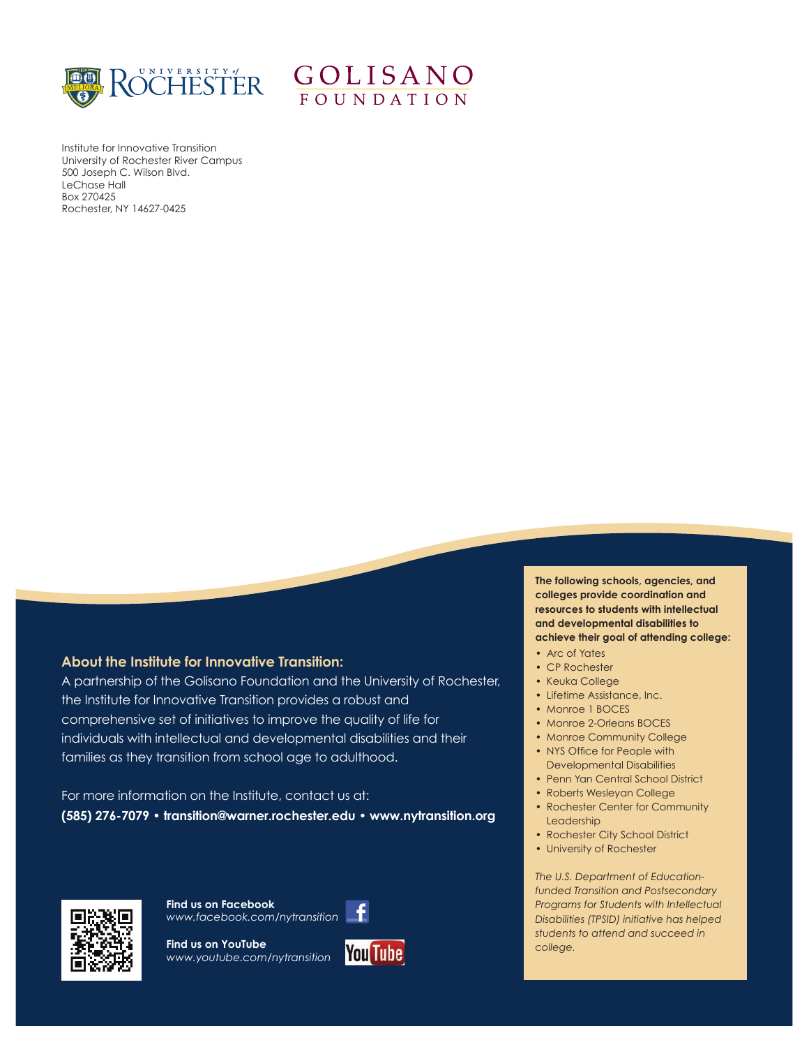University of Rochester

GOLISANO FOUNDATION

Institute for Innovative Transition
University of Rochester River Campus
500 Joseph C. Wilson Blvd.
LeChase Hall
Box 270425
Rochester, NY 14627-0425

## About the Institute for Innovative Transition:

A partnership of the Golisano Foundation and the University of Rochester, the Institute for Innovative Transition provides a robust and comprehensive set of initiatives to improve the quality of life for individuals with intellectual and developmental disabilities and their families as they transition from school age to adulthood.

For more information on the Institute, contact us at:
**(585) 276-7079 • transition@warner.rochester.edu • www.nytransition.org**

**Find us on Facebook**
*www.facebook.com/nytransition*

**Find us on YouTube**
*www.youtube.com/nytransition*

**The following schools, agencies, and colleges provide coordination and resources to students with intellectual and developmental disabilities to achieve their goal of attending college:**

- Arc of Yates
- CP Rochester
- Keuka College
- Lifetime Assistance, Inc.
- Monroe 1 BOCES
- Monroe 2-Orleans BOCES
- Monroe Community College
- NYS Office for People with Developmental Disabilities
- Penn Yan Central School District
- Roberts Wesleyan College
- Rochester Center for Community Leadership
- Rochester City School District
- University of Rochester

*The U.S. Department of Education-funded Transition and Postsecondary Programs for Students with Intellectual Disabilities (TPSID) initiative has helped students to attend and succeed in college.*